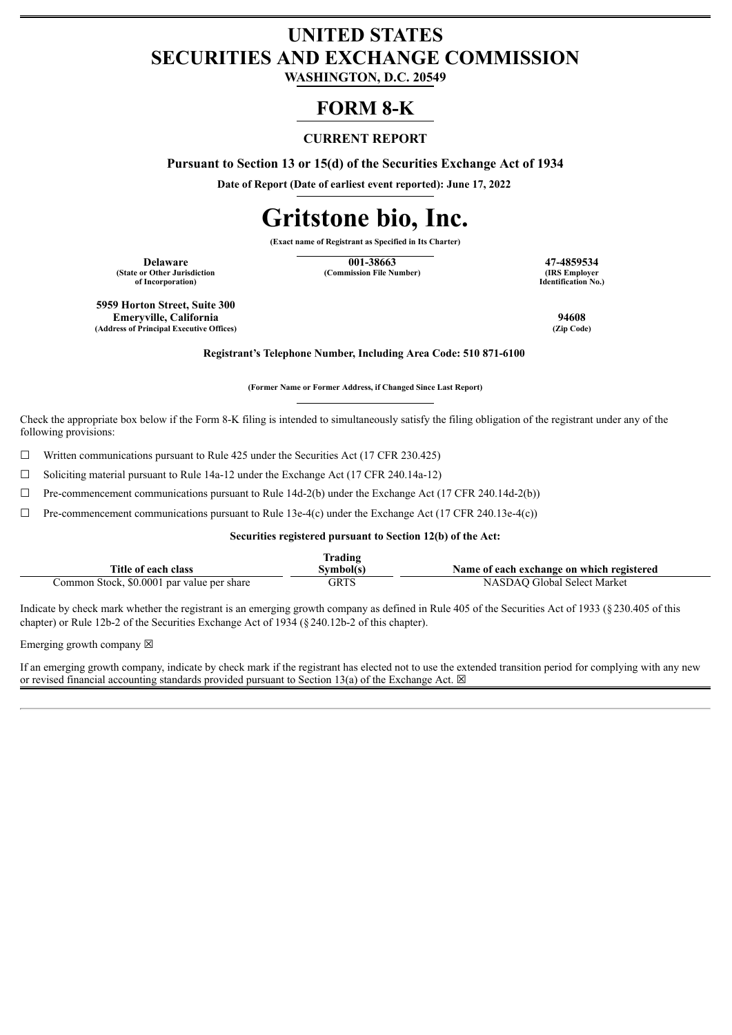# UNITED STATES
# SECURITIES AND EXCHANGE COMMISSION

**WASHINGTON, D.C. 20549**

# FORM 8-K

**CURRENT REPORT**

**Pursuant to Section 13 or 15(d) of the Securities Exchange Act of 1934**

**Date of Report (Date of earliest event reported): June 17, 2022**

# Gritstone bio, Inc.

**(Exact name of Registrant as Specified in Its Charter)**

| **Delaware** | **001-38663** | **47-4859534** |
|---|---|---|
| **(State or Other Jurisdiction of Incorporation)** | **(Commission File Number)** | **(IRS Employer Identification No.)** |

| **5959 Horton Street, Suite 300 Emeryville, California** | **94608** |
|---|---|
| **(Address of Principal Executive Offices)** | **(Zip Code)** |

**Registrant's Telephone Number, Including Area Code: 510 871-6100**

**(Former Name or Former Address, if Changed Since Last Report)**

Check the appropriate box below if the Form 8-K filing is intended to simultaneously satisfy the filing obligation of the registrant under any of the following provisions:

☐ Written communications pursuant to Rule 425 under the Securities Act (17 CFR 230.425)

☐ Soliciting material pursuant to Rule 14a-12 under the Exchange Act (17 CFR 240.14a-12)

☐ Pre-commencement communications pursuant to Rule 14d-2(b) under the Exchange Act (17 CFR 240.14d-2(b))

☐ Pre-commencement communications pursuant to Rule 13e-4(c) under the Exchange Act (17 CFR 240.13e-4(c))

**Securities registered pursuant to Section 12(b) of the Act:**

| Title of each class | Trading Symbol(s) | Name of each exchange on which registered |
|---|---|---|
| Common Stock, $0.0001 par value per share | GRTS | NASDAQ Global Select Market |

Indicate by check mark whether the registrant is an emerging growth company as defined in Rule 405 of the Securities Act of 1933 (§230.405 of this chapter) or Rule 12b-2 of the Securities Exchange Act of 1934 (§240.12b-2 of this chapter).

Emerging growth company ☒

If an emerging growth company, indicate by check mark if the registrant has elected not to use the extended transition period for complying with any new or revised financial accounting standards provided pursuant to Section 13(a) of the Exchange Act. ☒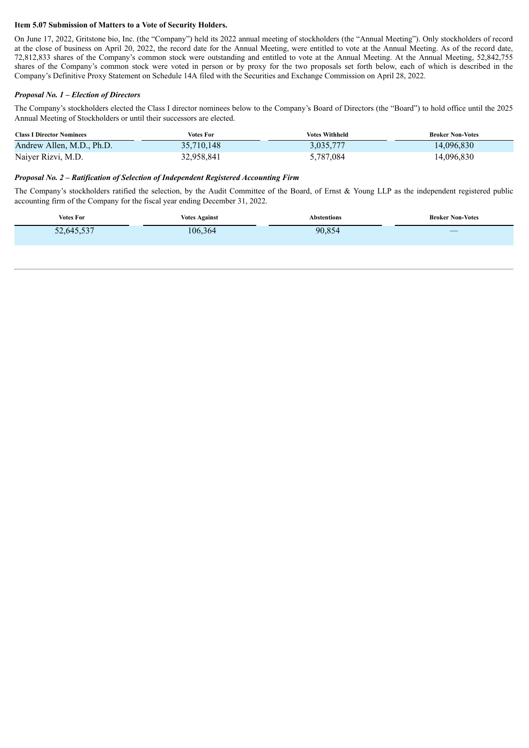**Item 5.07 Submission of Matters to a Vote of Security Holders.**

On June 17, 2022, Gritstone bio, Inc. (the "Company") held its 2022 annual meeting of stockholders (the "Annual Meeting"). Only stockholders of record at the close of business on April 20, 2022, the record date for the Annual Meeting, were entitled to vote at the Annual Meeting. As of the record date, 72,812,833 shares of the Company's common stock were outstanding and entitled to vote at the Annual Meeting. At the Annual Meeting, 52,842,755 shares of the Company's common stock were voted in person or by proxy for the two proposals set forth below, each of which is described in the Company's Definitive Proxy Statement on Schedule 14A filed with the Securities and Exchange Commission on April 28, 2022.

***Proposal No. 1 – Election of Directors***

The Company's stockholders elected the Class I director nominees below to the Company's Board of Directors (the "Board") to hold office until the 2025 Annual Meeting of Stockholders or until their successors are elected.

| Class I Director Nominees | Votes For | Votes Withheld | Broker Non-Votes |
| --- | --- | --- | --- |
| Andrew Allen, M.D., Ph.D. | 35,710,148 | 3,035,777 | 14,096,830 |
| Naiyer Rizvi, M.D. | 32,958,841 | 5,787,084 | 14,096,830 |

***Proposal No. 2 – Ratification of Selection of Independent Registered Accounting Firm***

The Company's stockholders ratified the selection, by the Audit Committee of the Board, of Ernst & Young LLP as the independent registered public accounting firm of the Company for the fiscal year ending December 31, 2022.

| Votes For | Votes Against | Abstentions | Broker Non-Votes |
| --- | --- | --- | --- |
| 52,645,537 | 106,364 | 90,854 | — |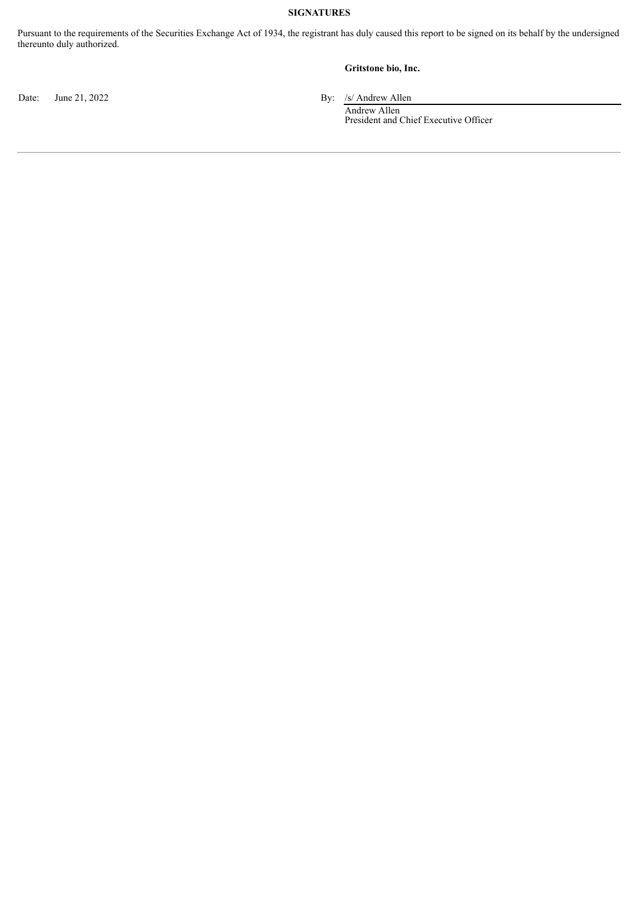**SIGNATURES**

Pursuant to the requirements of the Securities Exchange Act of 1934, the registrant has duly caused this report to be signed on its behalf by the undersigned thereunto duly authorized.

| | | | |
|---|---|---|---|
| | | | **Gritstone bio, Inc.** |
| Date: | June 21, 2022 | By: | /s/ Andrew Allen |
| | | | Andrew Allen<br>President and Chief Executive Officer |